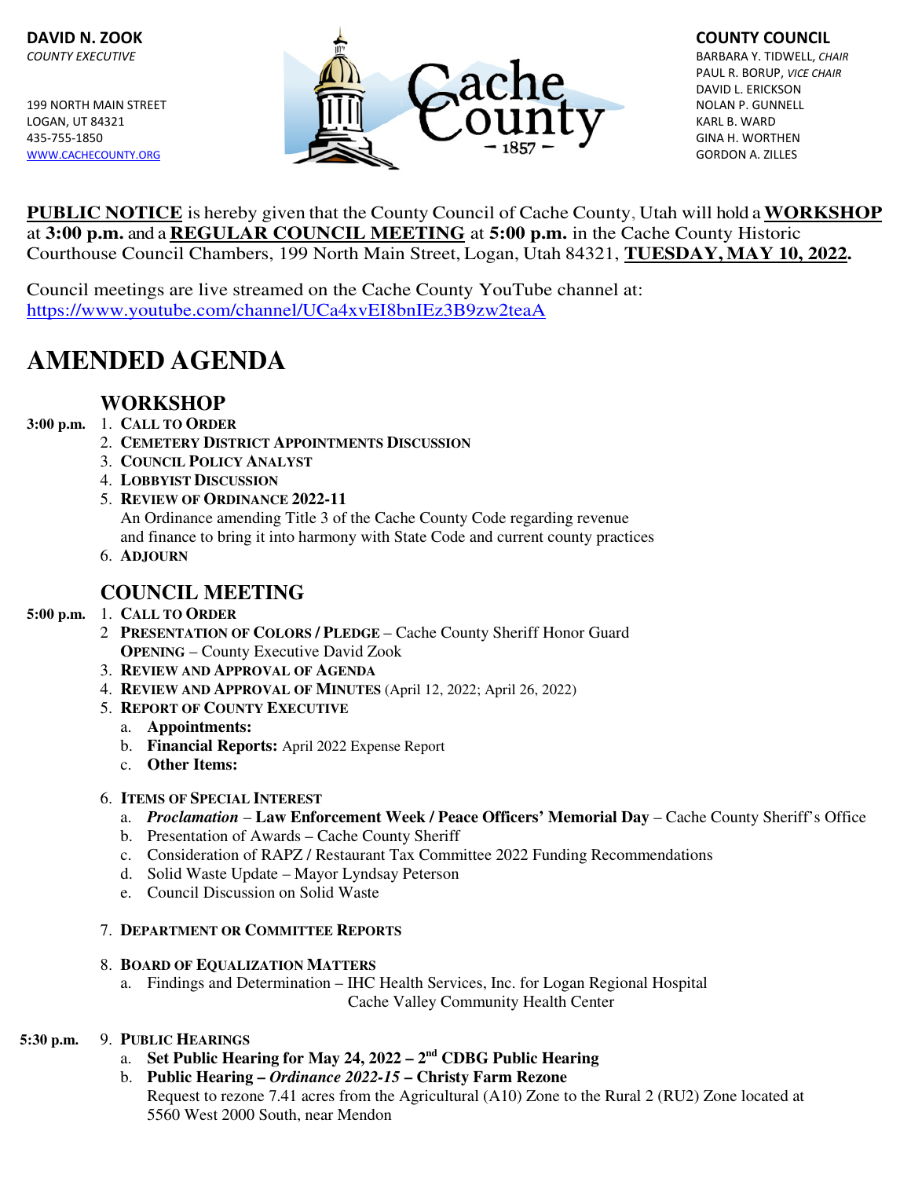**DAVID N. ZOOK**
*COUNTY EXECUTIVE*

199 NORTH MAIN STREET
LOGAN, UT 84321
435-755-1850
WWW.CACHECOUNTY.ORG

Cache County
– 1857 –

**COUNTY COUNCIL**
BARBARA Y. TIDWELL, *CHAIR*
PAUL R. BORUP, *VICE CHAIR*
DAVID L. ERICKSON
NOLAN P. GUNNELL
KARL B. WARD
GINA H. WORTHEN
GORDON A. ZILLES

**PUBLIC NOTICE** is hereby given that the County Council of Cache County, Utah will hold a **WORKSHOP** at **3:00 p.m.** and a **REGULAR COUNCIL MEETING** at **5:00 p.m.** in the Cache County Historic Courthouse Council Chambers, 199 North Main Street, Logan, Utah 84321, **TUESDAY, MAY 10, 2022.**

Council meetings are live streamed on the Cache County YouTube channel at:
https://www.youtube.com/channel/UCa4xvEI8bnIEz3B9zw2teaA

# AMENDED AGENDA

## WORKSHOP

**3:00 p.m.**

1. **CALL TO ORDER**
2. **CEMETERY DISTRICT APPOINTMENTS DISCUSSION**
3. **COUNCIL POLICY ANALYST**
4. **LOBBYIST DISCUSSION**
5. **REVIEW OF ORDINANCE 2022-11**
   An Ordinance amending Title 3 of the Cache County Code regarding revenue and finance to bring it into harmony with State Code and current county practices
6. **ADJOURN**

## COUNCIL MEETING

**5:00 p.m.**

1. **CALL TO ORDER**
2. **PRESENTATION OF COLORS / PLEDGE** – Cache County Sheriff Honor Guard
   **OPENING** – County Executive David Zook
3. **REVIEW AND APPROVAL OF AGENDA**
4. **REVIEW AND APPROVAL OF MINUTES** (April 12, 2022; April 26, 2022)
5. **REPORT OF COUNTY EXECUTIVE**
   a. **Appointments:**
   b. **Financial Reports:** April 2022 Expense Report
   c. **Other Items:**
6. **ITEMS OF SPECIAL INTEREST**
   a. ***Proclamation* – Law Enforcement Week / Peace Officers' Memorial Day** – Cache County Sheriff's Office
   b. Presentation of Awards – Cache County Sheriff
   c. Consideration of RAPZ / Restaurant Tax Committee 2022 Funding Recommendations
   d. Solid Waste Update – Mayor Lyndsay Peterson
   e. Council Discussion on Solid Waste
7. **DEPARTMENT OR COMMITTEE REPORTS**
8. **BOARD OF EQUALIZATION MATTERS**
   a. Findings and Determination – IHC Health Services, Inc. for Logan Regional Hospital
      Cache Valley Community Health Center

**5:30 p.m.**

9. **PUBLIC HEARINGS**
   a. **Set Public Hearing for May 24, 2022 – 2nd CDBG Public Hearing**
   b. **Public Hearing – *Ordinance 2022-15* – Christy Farm Rezone**
      Request to rezone 7.41 acres from the Agricultural (A10) Zone to the Rural 2 (RU2) Zone located at 5560 West 2000 South, near Mendon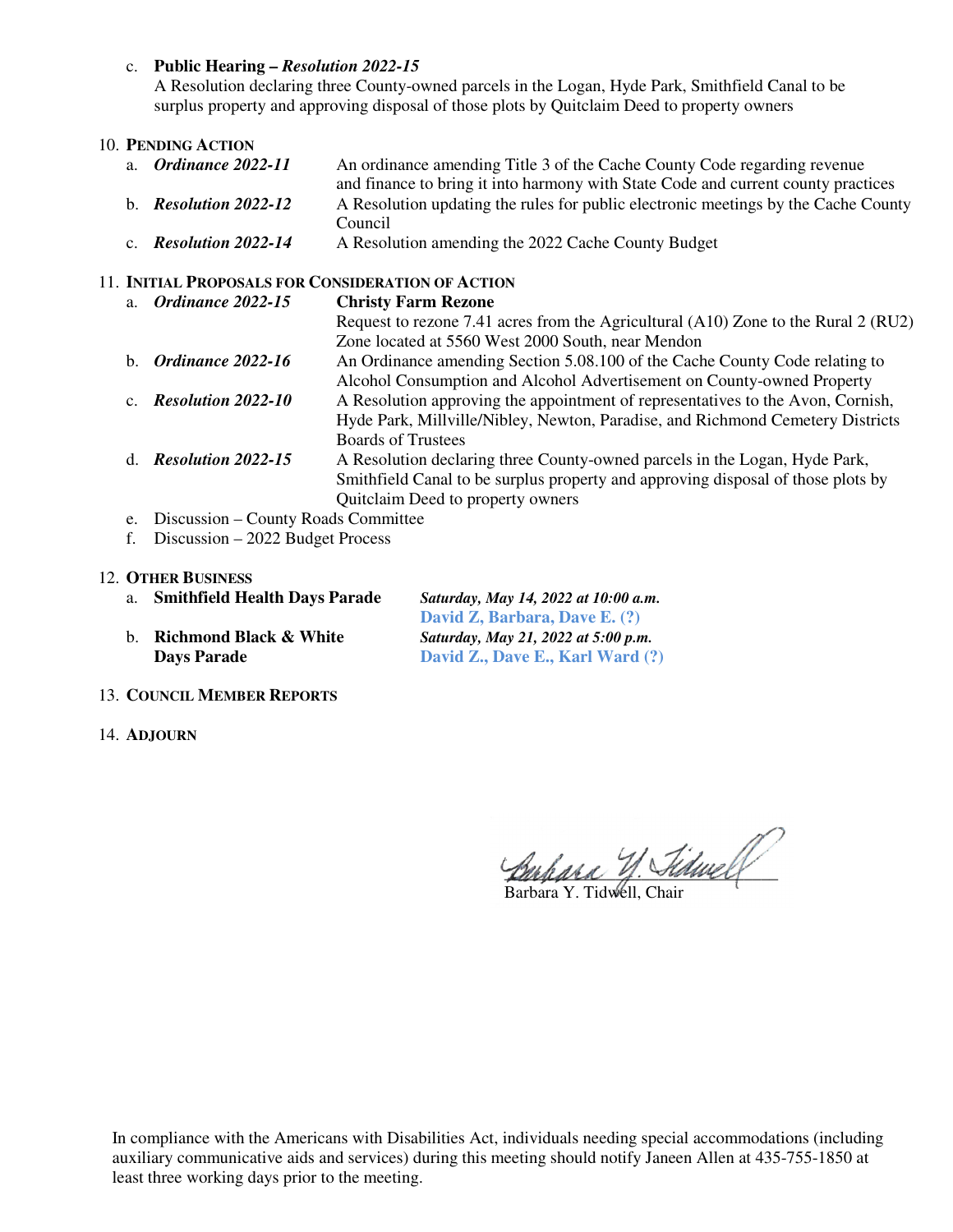c. **Public Hearing –** ***Resolution 2022-15***
   A Resolution declaring three County-owned parcels in the Logan, Hyde Park, Smithfield Canal to be surplus property and approving disposal of those plots by Quitclaim Deed to property owners

10. **PENDING ACTION**
    a. ***Ordinance 2022-11*** An ordinance amending Title 3 of the Cache County Code regarding revenue and finance to bring it into harmony with State Code and current county practices
    b. ***Resolution 2022-12*** A Resolution updating the rules for public electronic meetings by the Cache County Council
    c. ***Resolution 2022-14*** A Resolution amending the 2022 Cache County Budget

11. **INITIAL PROPOSALS FOR CONSIDERATION OF ACTION**
    a. ***Ordinance 2022-15*** **Christy Farm Rezone**
       Request to rezone 7.41 acres from the Agricultural (A10) Zone to the Rural 2 (RU2) Zone located at 5560 West 2000 South, near Mendon
    b. ***Ordinance 2022-16*** An Ordinance amending Section 5.08.100 of the Cache County Code relating to Alcohol Consumption and Alcohol Advertisement on County-owned Property
    c. ***Resolution 2022-10*** A Resolution approving the appointment of representatives to the Avon, Cornish, Hyde Park, Millville/Nibley, Newton, Paradise, and Richmond Cemetery Districts Boards of Trustees
    d. ***Resolution 2022-15*** A Resolution declaring three County-owned parcels in the Logan, Hyde Park, Smithfield Canal to be surplus property and approving disposal of those plots by Quitclaim Deed to property owners
    e. Discussion – County Roads Committee
    f. Discussion – 2022 Budget Process

12. **OTHER BUSINESS**
    a. **Smithfield Health Days Parade** ***Saturday, May 14, 2022 at 10:00 a.m.***
       **David Z, Barbara, Dave E. (?)**
    b. **Richmond Black & White Days Parade** ***Saturday, May 21, 2022 at 5:00 p.m.***
       **David Z., Dave E., Karl Ward (?)**

13. **COUNCIL MEMBER REPORTS**

14. **ADJOURN**

Barbara Y. Tidwell
Barbara Y. Tidwell, Chair

In compliance with the Americans with Disabilities Act, individuals needing special accommodations (including auxiliary communicative aids and services) during this meeting should notify Janeen Allen at 435-755-1850 at least three working days prior to the meeting.